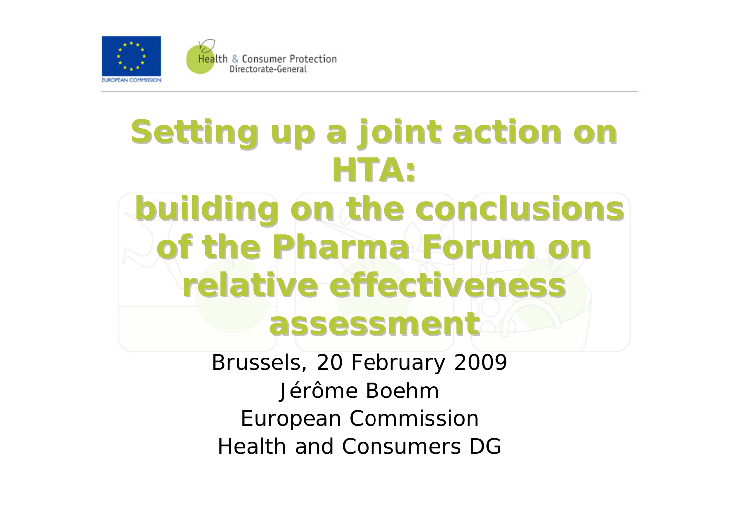# Setting up a joint action on HTA: building on the conclusions of the Pharma Forum on relative effectiveness assessment

Brussels, 20 February 2009

Jérôme Boehm

European Commission

Health and Consumers DG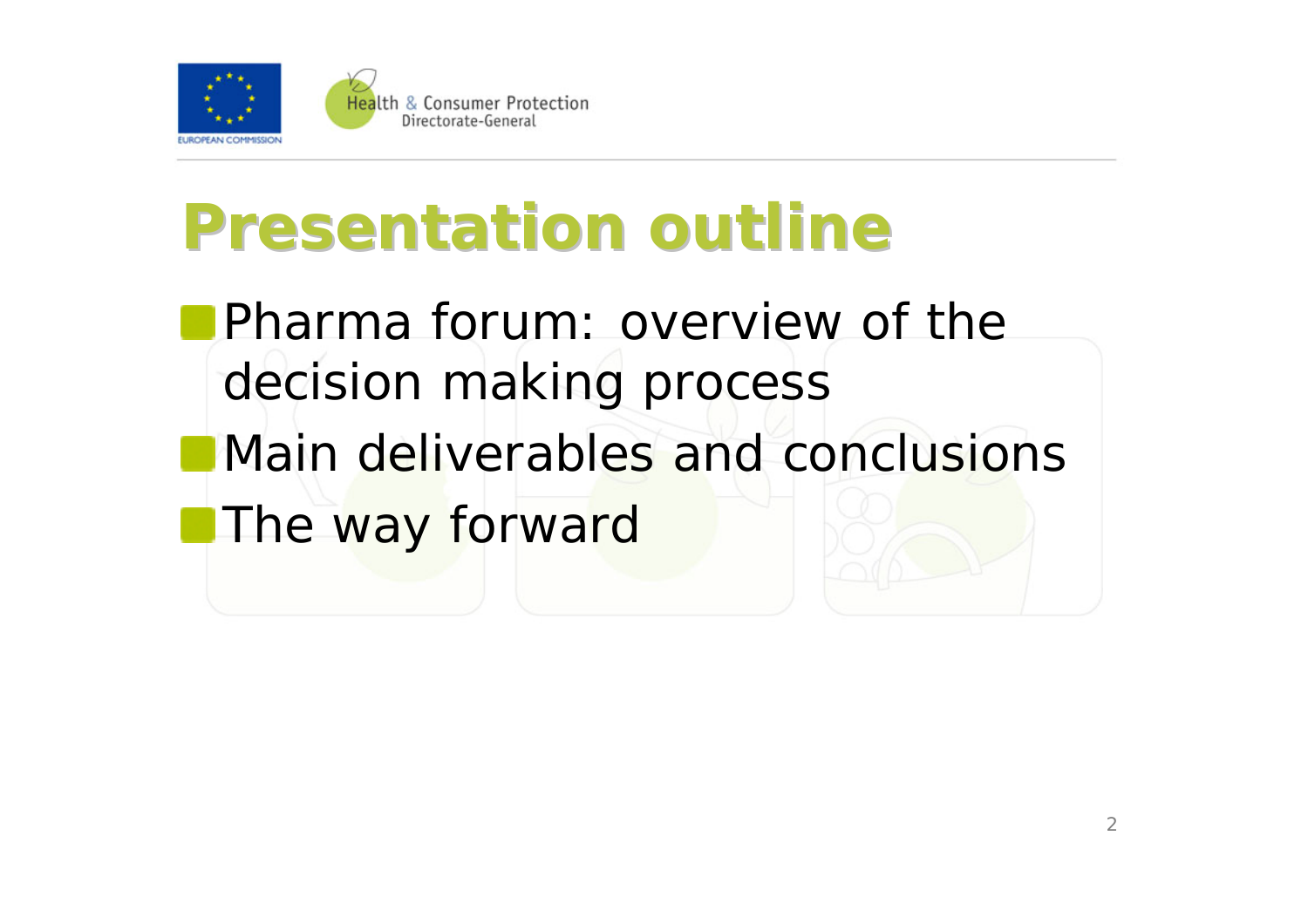# Presentation outline

- Pharma forum: overview of the decision making process
- Main deliverables and conclusions
- The way forward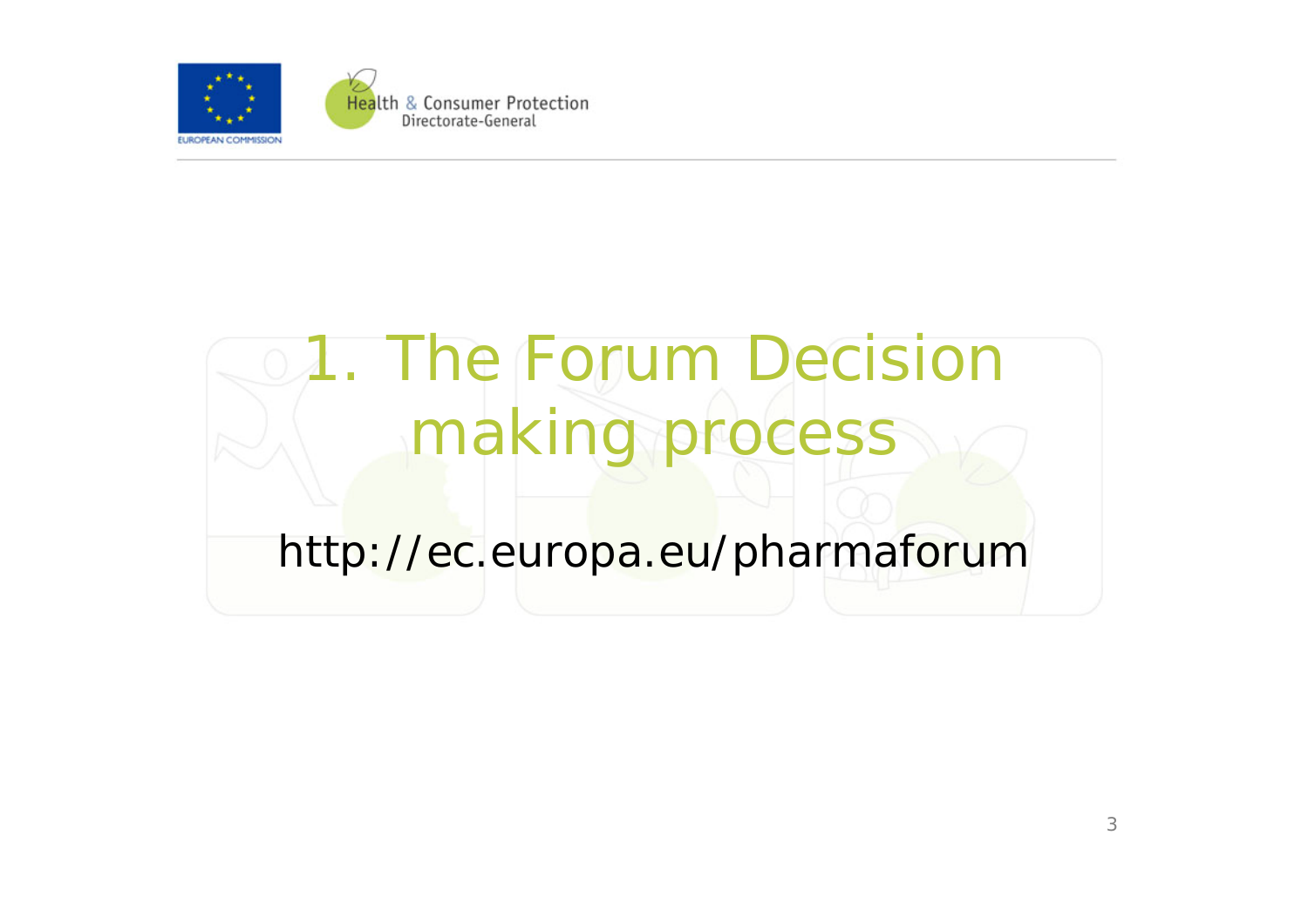# 1. The Forum Decision making process

http://ec.europa.eu/pharmaforum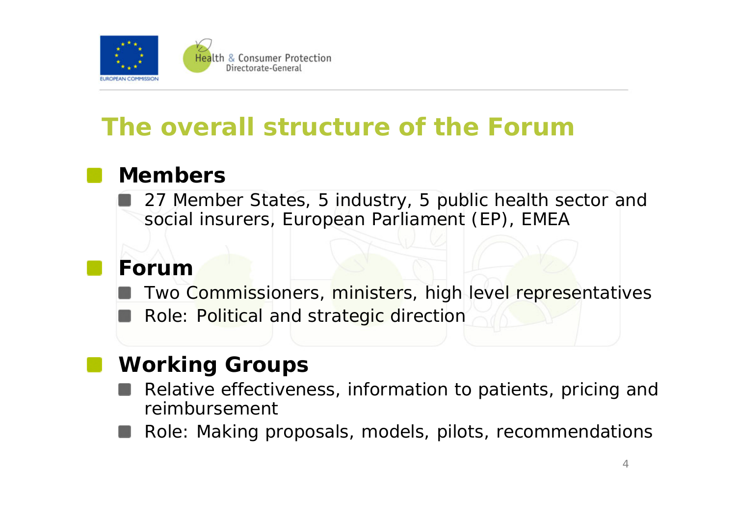# The overall structure of the Forum

- **Members**
  - 27 Member States, 5 industry, 5 public health sector and social insurers, European Parliament (EP), EMEA
- **Forum**
  - Two Commissioners, ministers, high level representatives
  - Role: Political and strategic direction
- **Working Groups**
  - Relative effectiveness, information to patients, pricing and reimbursement
  - Role: Making proposals, models, pilots, recommendations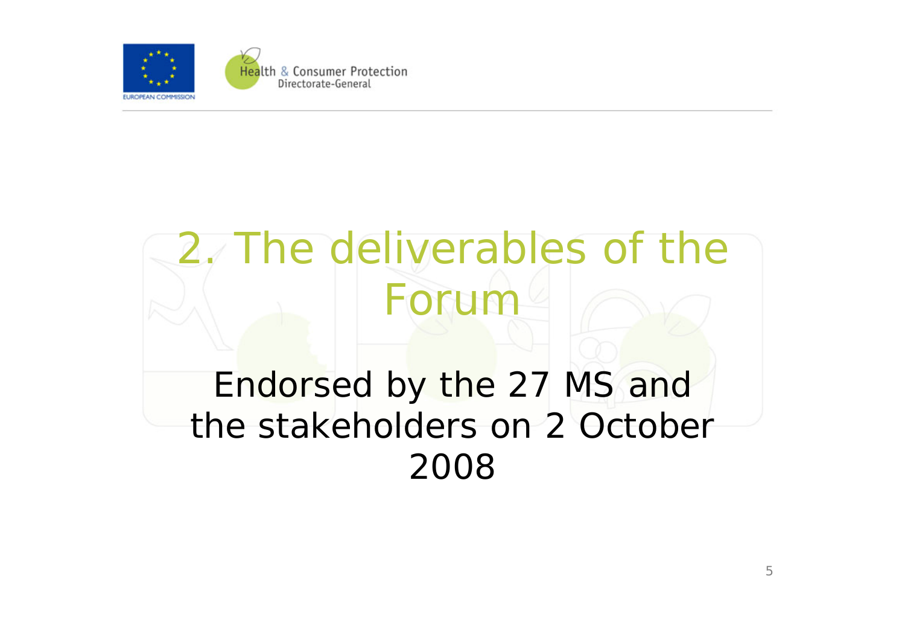# 2. The deliverables of the Forum

Endorsed by the 27 MS and the stakeholders on 2 October 2008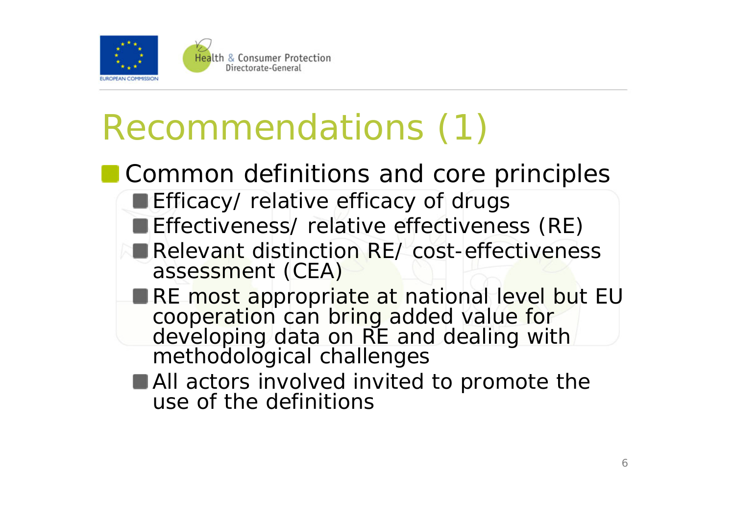# Recommendations (1)

- Common definitions and core principles
  - Efficacy/ relative efficacy of drugs
  - Effectiveness/ relative effectiveness (RE)
  - Relevant distinction RE/ cost-effectiveness assessment (CEA)
  - RE most appropriate at national level but EU cooperation can bring added value for developing data on RE and dealing with methodological challenges
  - All actors involved invited to promote the use of the definitions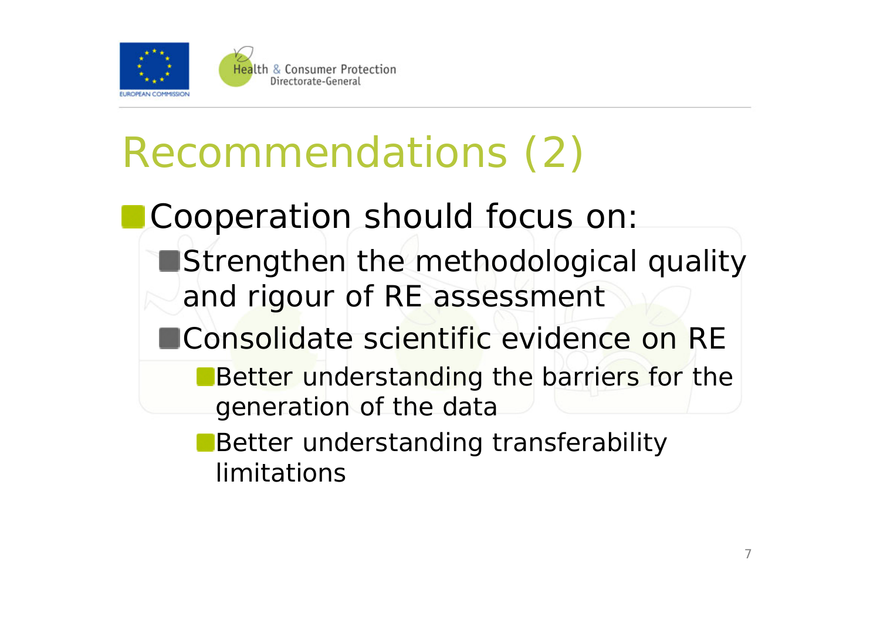# Recommendations (2)

- Cooperation should focus on:
  - Strengthen the methodological quality and rigour of RE assessment
  - Consolidate scientific evidence on RE
    - Better understanding the barriers for the generation of the data
    - Better understanding transferability limitations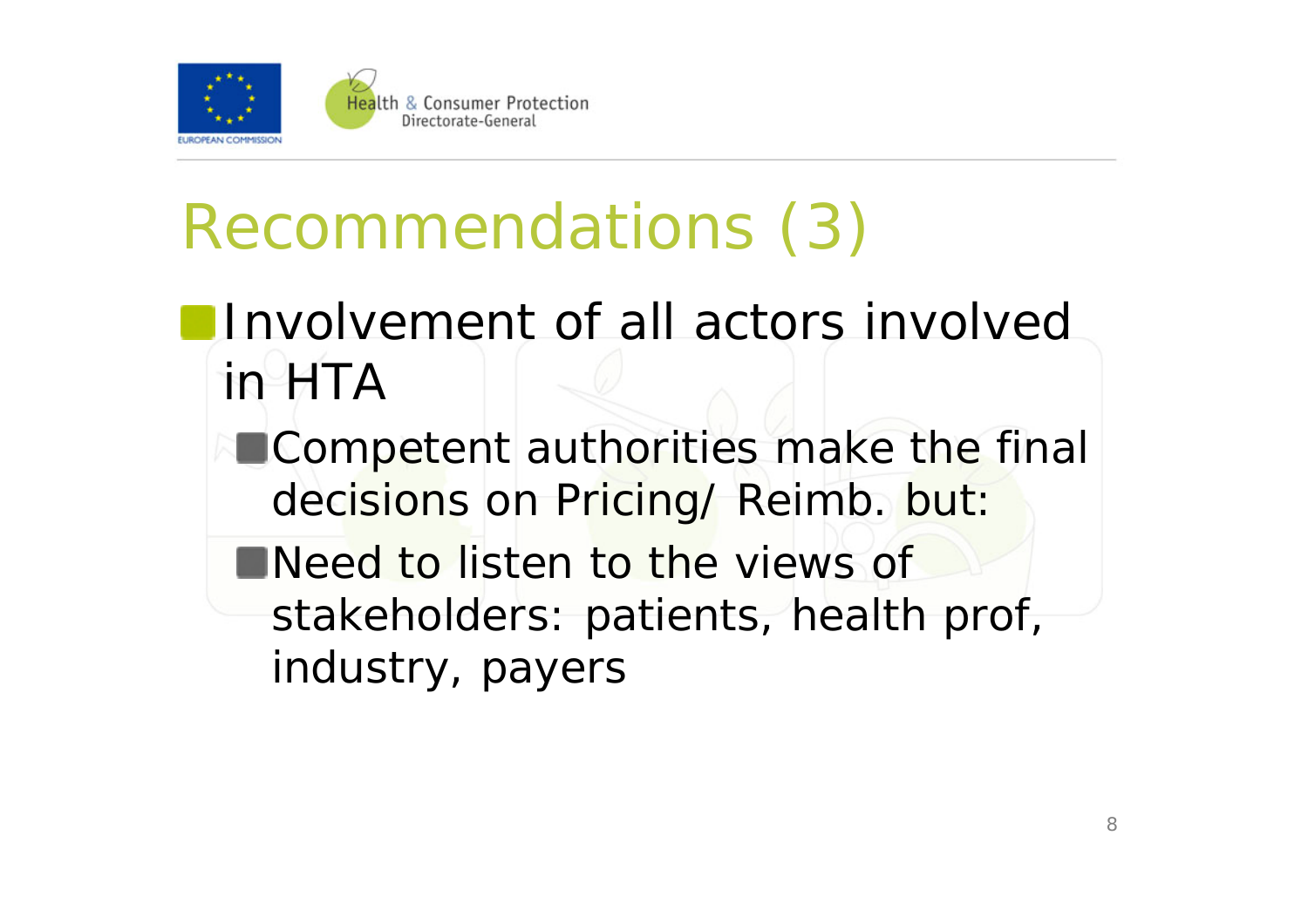# Recommendations (3)

- Involvement of all actors involved in HTA
  - Competent authorities make the final decisions on Pricing/ Reimb. but:
  - Need to listen to the views of stakeholders: patients, health prof, industry, payers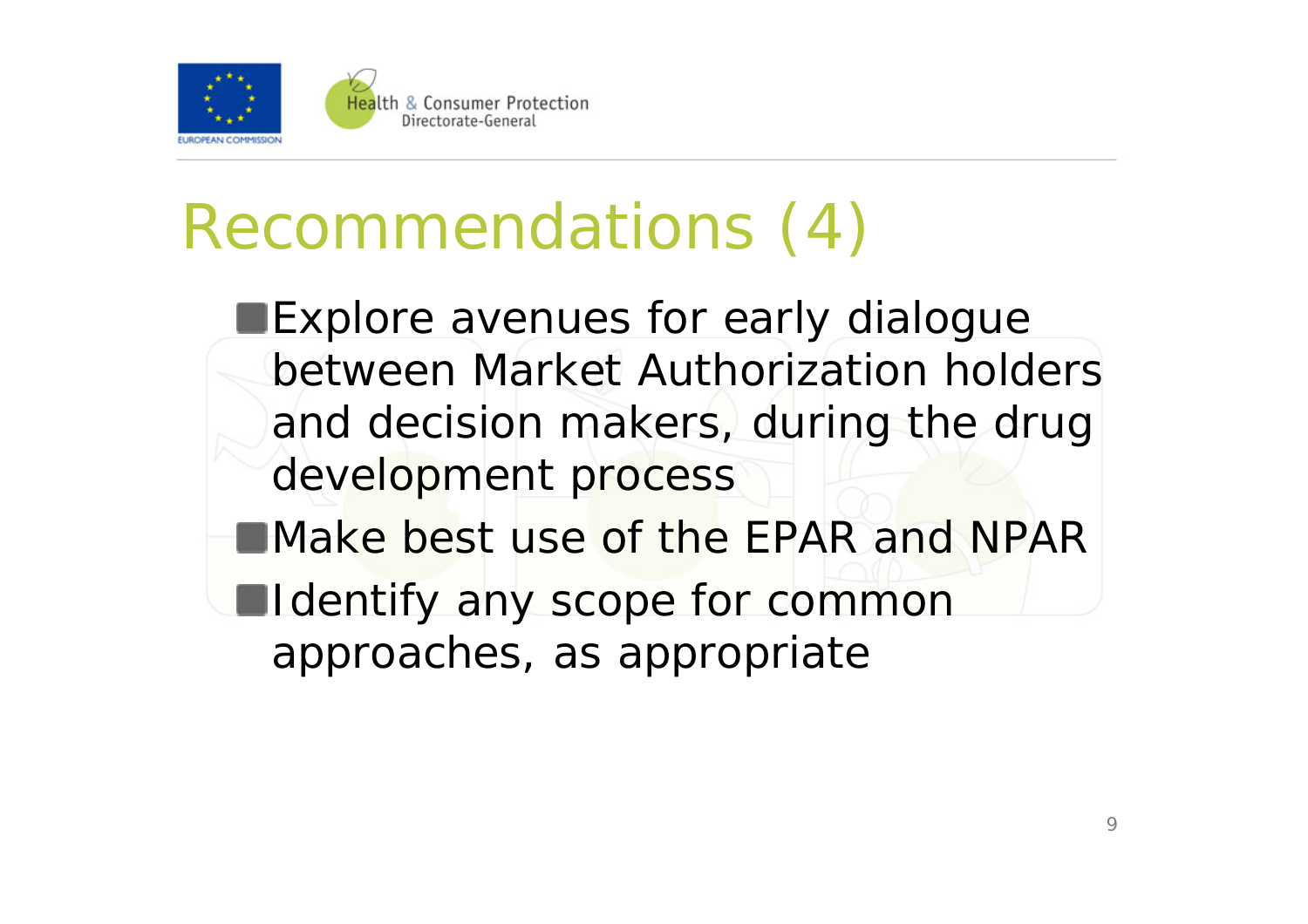# Recommendations (4)

- Explore avenues for early dialogue between Market Authorization holders and decision makers, during the drug development process
- Make best use of the EPAR and NPAR
- Identify any scope for common approaches, as appropriate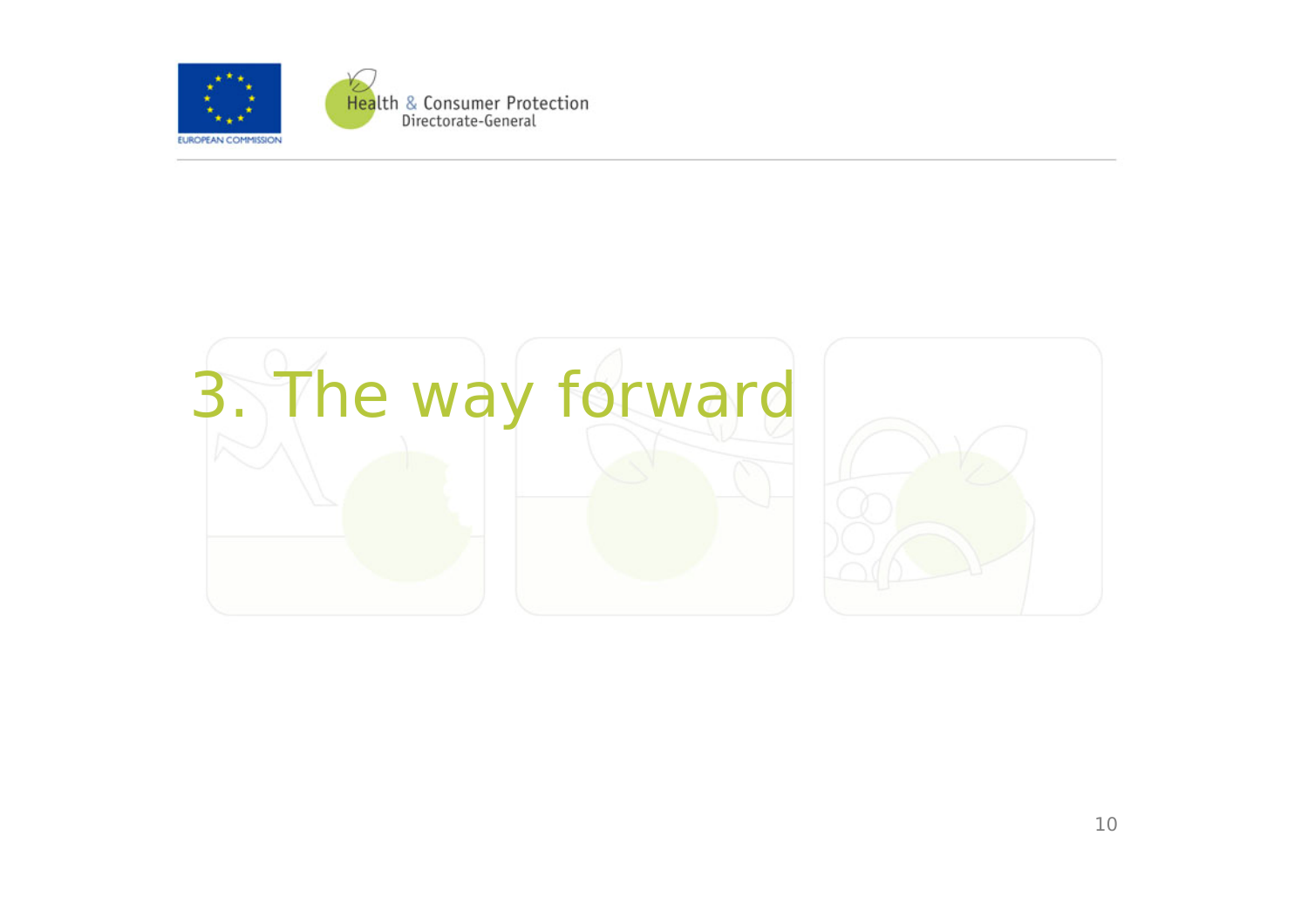# 3. The way forward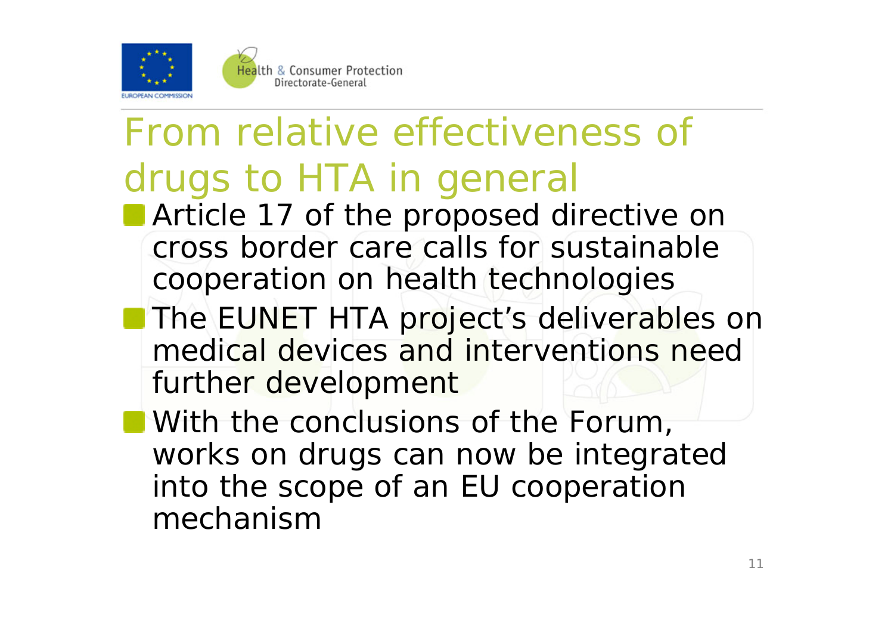# From relative effectiveness of drugs to HTA in general

- Article 17 of the proposed directive on cross border care calls for sustainable cooperation on health technologies
- The EUNET HTA project's deliverables on medical devices and interventions need further development
- With the conclusions of the Forum, works on drugs can now be integrated into the scope of an EU cooperation mechanism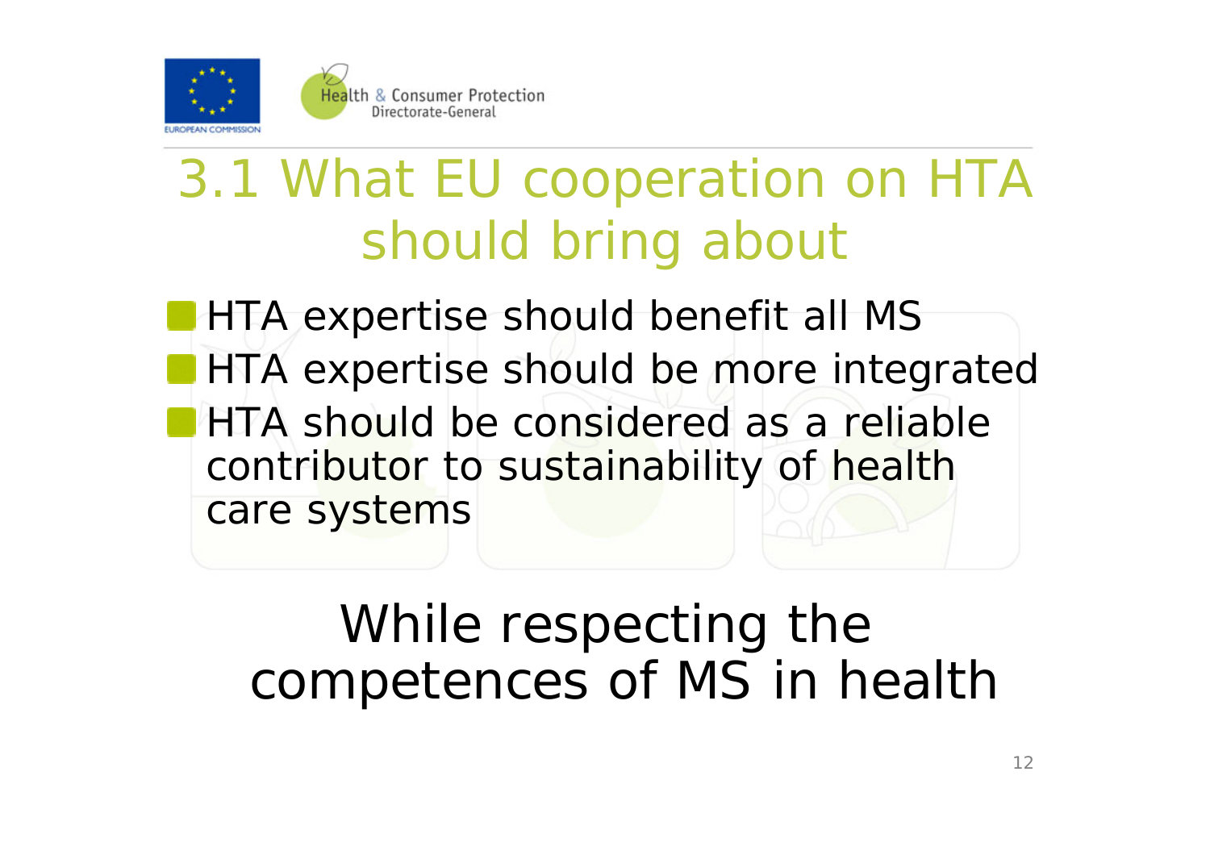# 3.1 What EU cooperation on HTA should bring about

- HTA expertise should benefit all MS
- HTA expertise should be more integrated
- HTA should be considered as a reliable contributor to sustainability of health care systems

While respecting the competences of MS in health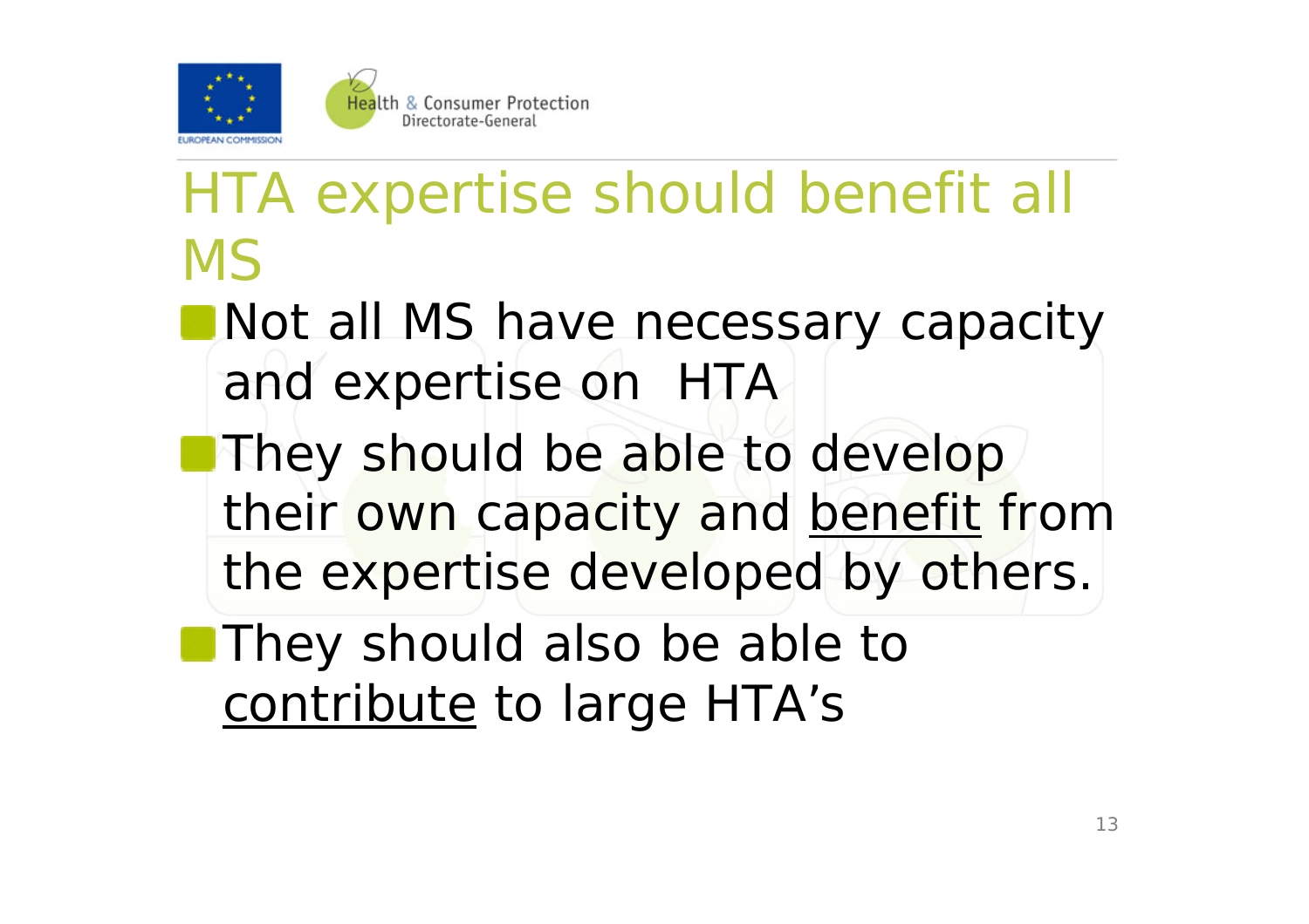# HTA expertise should benefit all MS

- Not all MS have necessary capacity and expertise on HTA
- They should be able to develop their own capacity and <u>benefit</u> from the expertise developed by others.
- They should also be able to <u>contribute</u> to large HTA's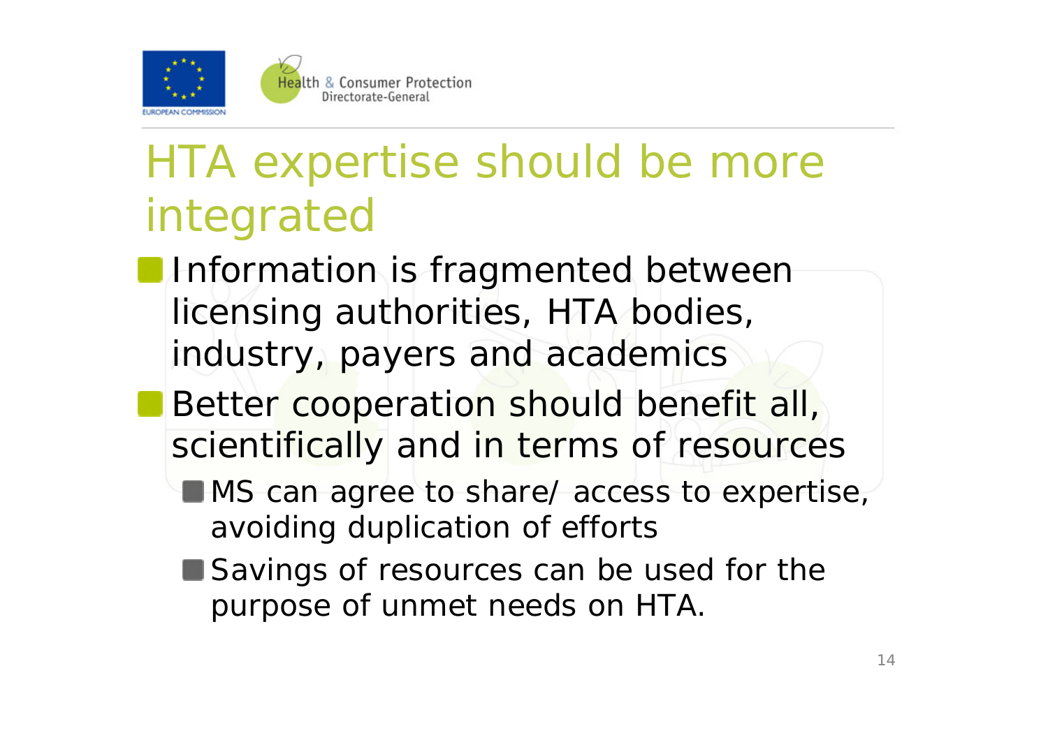# HTA expertise should be more integrated

- Information is fragmented between licensing authorities, HTA bodies, industry, payers and academics
- Better cooperation should benefit all, scientifically and in terms of resources
  - MS can agree to share/ access to expertise, avoiding duplication of efforts
  - Savings of resources can be used for the purpose of unmet needs on HTA.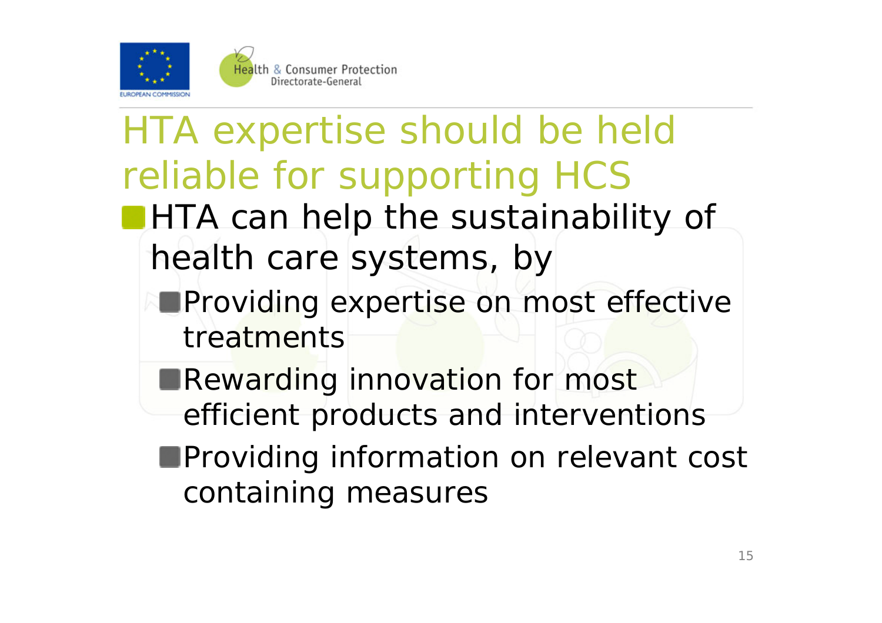# HTA expertise should be held reliable for supporting HCS

- HTA can help the sustainability of health care systems, by
  - Providing expertise on most effective treatments
  - Rewarding innovation for most efficient products and interventions
  - Providing information on relevant cost containing measures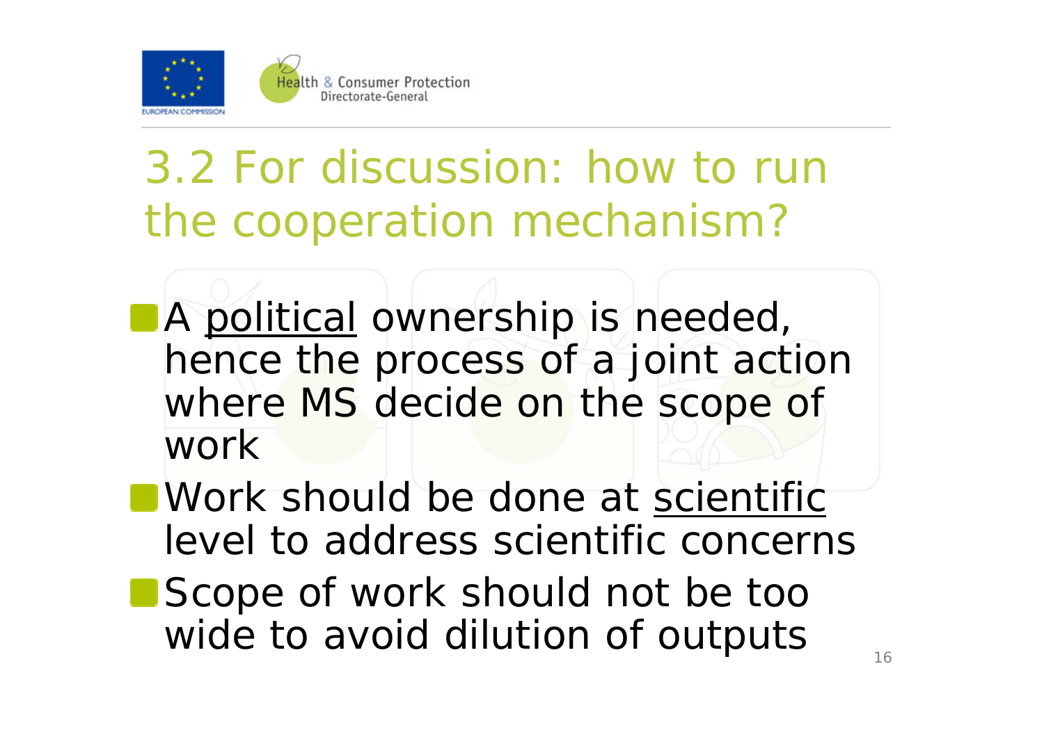# 3.2 For discussion: how to run the cooperation mechanism?

- A <u>political</u> ownership is needed, hence the process of a joint action where MS decide on the scope of work
- Work should be done at <u>scientific</u> level to address scientific concerns
- Scope of work should not be too wide to avoid dilution of outputs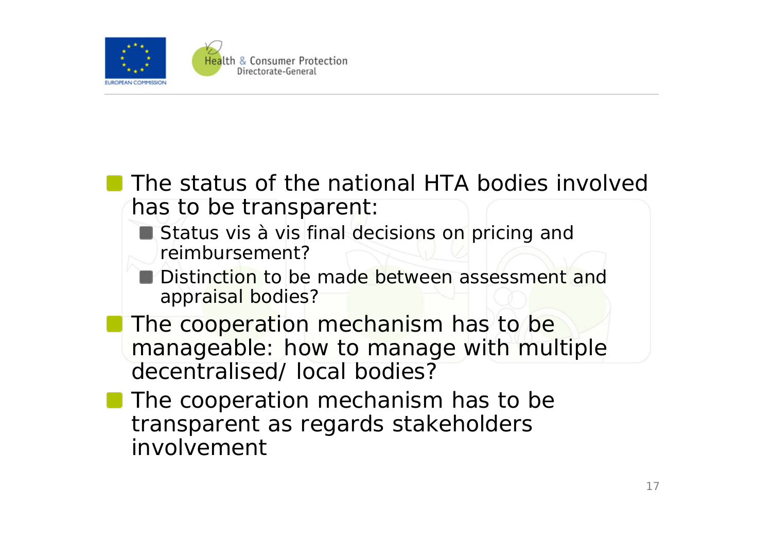- The status of the national HTA bodies involved has to be transparent:
  - Status vis à vis final decisions on pricing and reimbursement?
  - Distinction to be made between assessment and appraisal bodies?
- The cooperation mechanism has to be manageable: how to manage with multiple decentralised/ local bodies?
- The cooperation mechanism has to be transparent as regards stakeholders involvement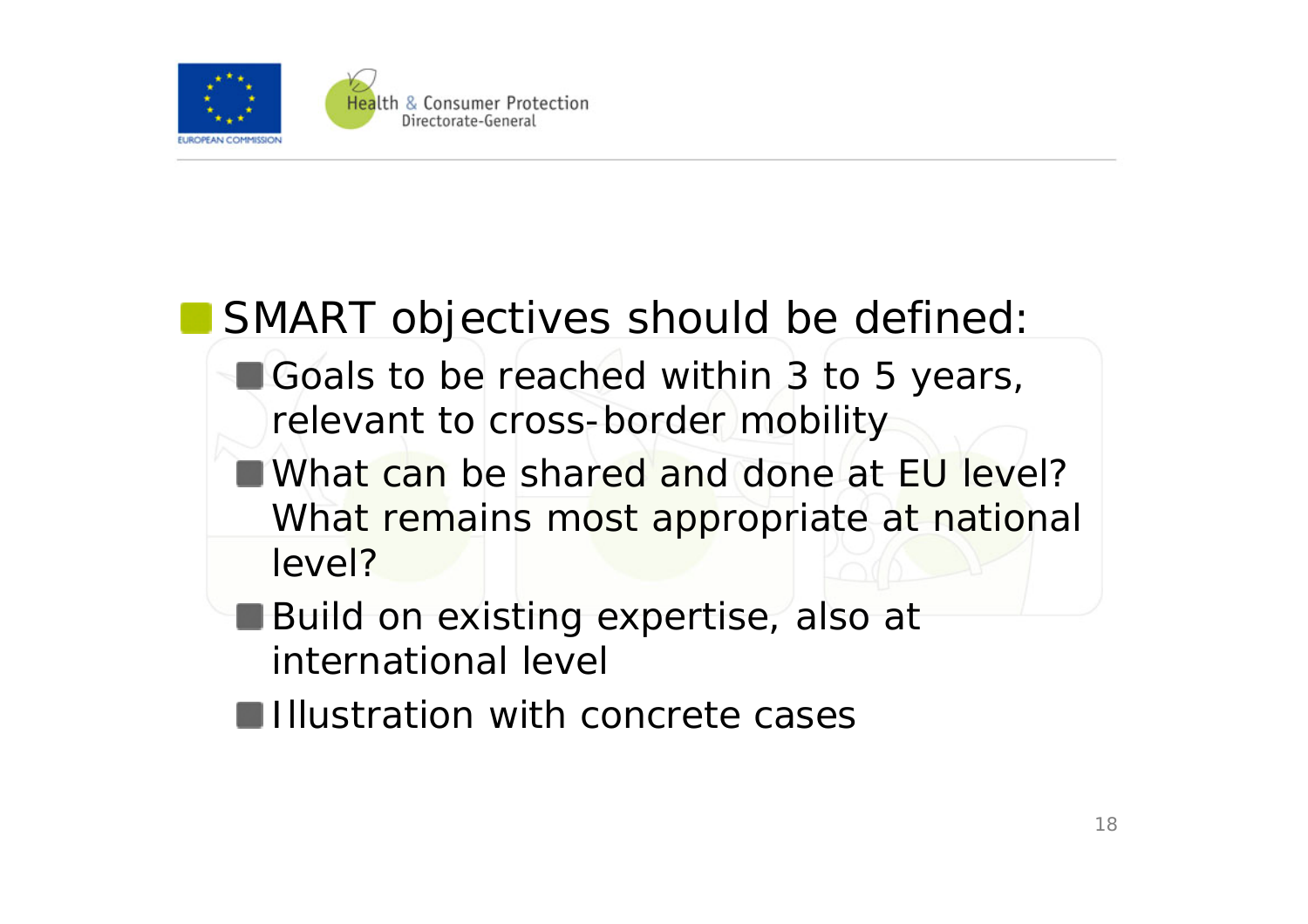- SMART objectives should be defined:
  - Goals to be reached within 3 to 5 years, relevant to cross-border mobility
  - What can be shared and done at EU level? What remains most appropriate at national level?
  - Build on existing expertise, also at international level
  - Illustration with concrete cases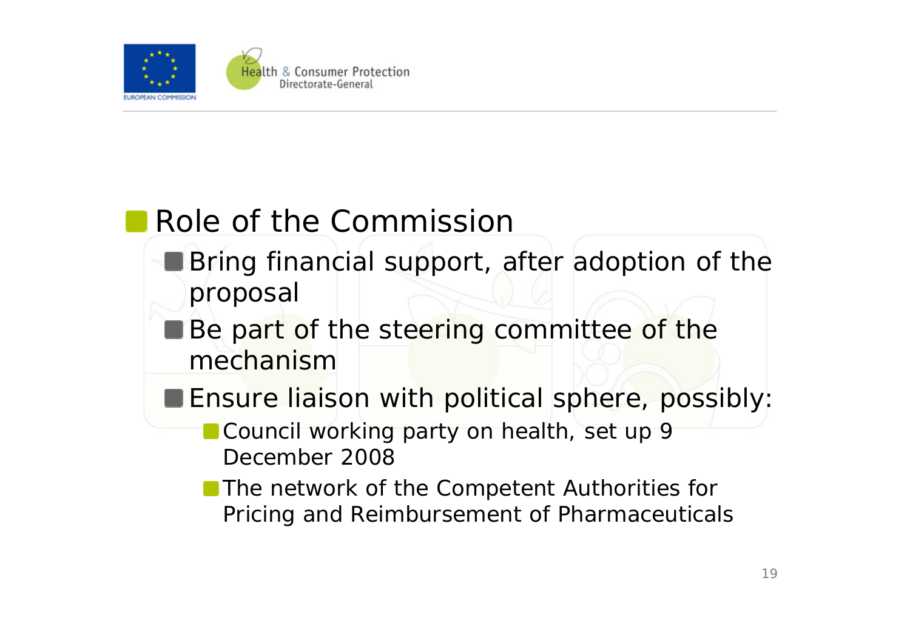- Role of the Commission
  - Bring financial support, after adoption of the proposal
  - Be part of the steering committee of the mechanism
  - Ensure liaison with political sphere, possibly:
    - Council working party on health, set up 9 December 2008
    - The network of the Competent Authorities for Pricing and Reimbursement of Pharmaceuticals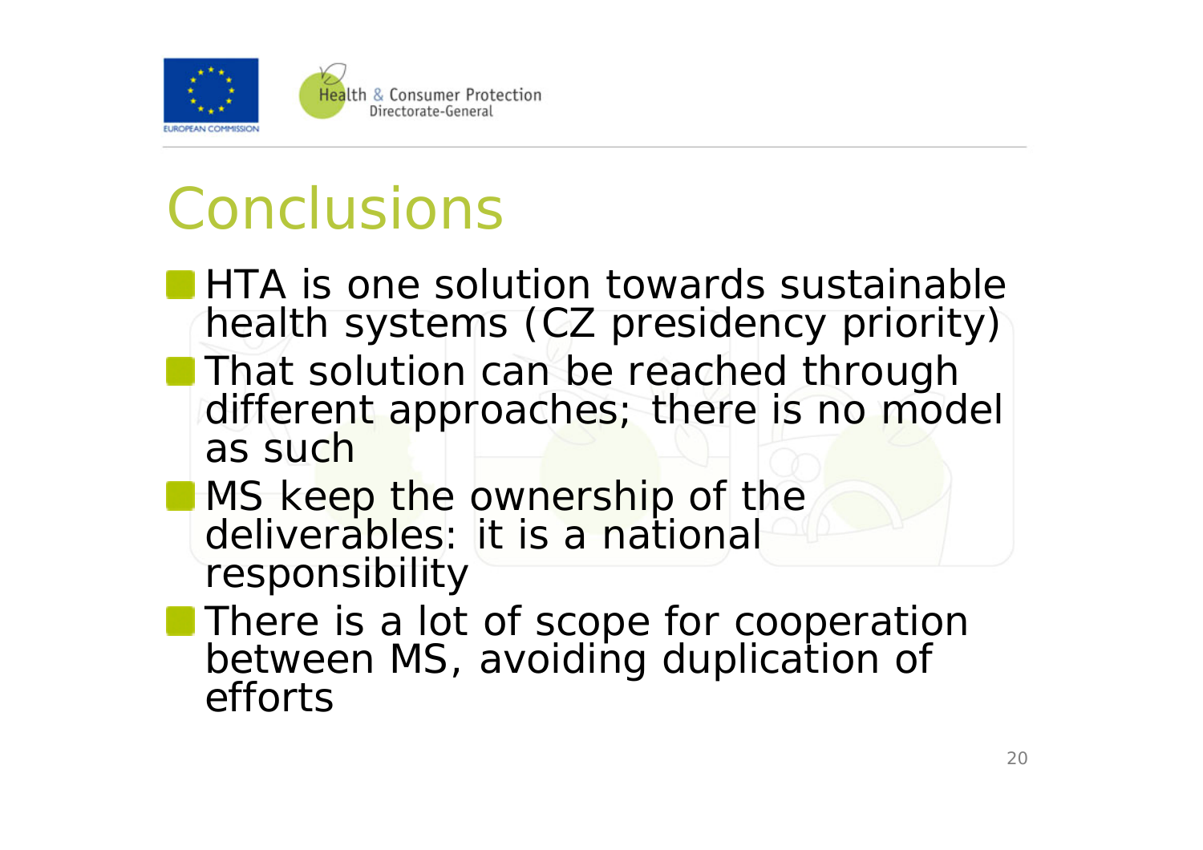# Conclusions

- HTA is one solution towards sustainable health systems (CZ presidency priority)
- That solution can be reached through different approaches; there is no model as such
- MS keep the ownership of the deliverables: it is a national responsibility
- There is a lot of scope for cooperation between MS, avoiding duplication of efforts